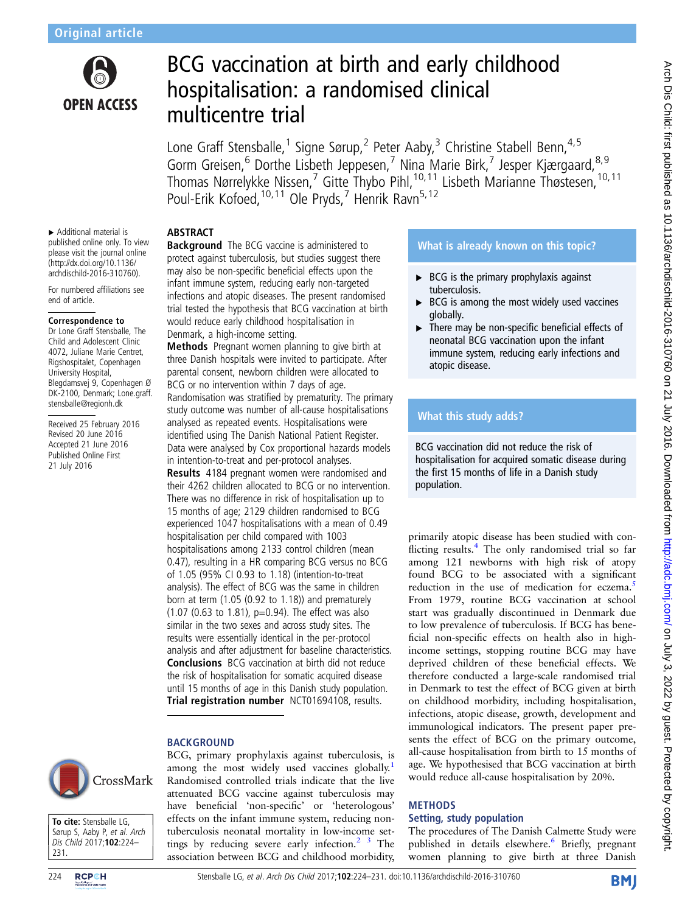Original article

# BCG vaccination at birth and early childhood hospitalisation: a randomised clinical multicentre trial

Lone Graff Stensballe,[1] Signe Sørup,[2] Peter Aaby,[3] Christine Stabell Benn,[4,5] Gorm Greisen,[6] Dorthe Lisbeth Jeppesen,[7] Nina Marie Birk,[7] Jesper Kjærgaard,[8,9] Thomas Nørrelykke Nissen,[7] Gitte Thybo Pihl,[10,11] Lisbeth Marianne Thøstesen,[10,11] Poul-Erik Kofoed,[10,11] Ole Pryds,[7] Henrik Ravn[5,12]

▸ Additional material is published online only. To view please visit the journal online (http://dx.doi.org/10.1136/archdischild-2016-310760).

For numbered affiliations see end of article.

**Correspondence to**
Dr Lone Graff Stensballe, The Child and Adolescent Clinic 4072, Juliane Marie Centret, Rigshospitalet, Copenhagen University Hospital, Blegdamsvej 9, Copenhagen Ø DK-2100, Denmark; Lone.graff.stensballe@regionh.dk

Received 25 February 2016
Revised 20 June 2016
Accepted 21 June 2016
Published Online First 21 July 2016

**To cite:** Stensballe LG, Sørup S, Aaby P, *et al. Arch Dis Child* 2017;**102**:224–231.

## ABSTRACT

**Background** The BCG vaccine is administered to protect against tuberculosis, but studies suggest there may also be non-specific beneficial effects upon the infant immune system, reducing early non-targeted infections and atopic diseases. The present randomised trial tested the hypothesis that BCG vaccination at birth would reduce early childhood hospitalisation in Denmark, a high-income setting.

**Methods** Pregnant women planning to give birth at three Danish hospitals were invited to participate. After parental consent, newborn children were allocated to BCG or no intervention within 7 days of age. Randomisation was stratified by prematurity. The primary study outcome was number of all-cause hospitalisations analysed as repeated events. Hospitalisations were identified using The Danish National Patient Register. Data were analysed by Cox proportional hazards models in intention-to-treat and per-protocol analyses.

**Results** 4184 pregnant women were randomised and their 4262 children allocated to BCG or no intervention. There was no difference in risk of hospitalisation up to 15 months of age; 2129 children randomised to BCG experienced 1047 hospitalisations with a mean of 0.49 hospitalisation per child compared with 1003 hospitalisations among 2133 control children (mean 0.47), resulting in a HR comparing BCG versus no BCG of 1.05 (95% CI 0.93 to 1.18) (intention-to-treat analysis). The effect of BCG was the same in children born at term (1.05 (0.92 to 1.18)) and prematurely (1.07 (0.63 to 1.81), p=0.94). The effect was also similar in the two sexes and across study sites. The results were essentially identical in the per-protocol analysis and after adjustment for baseline characteristics.

**Conclusions** BCG vaccination at birth did not reduce the risk of hospitalisation for somatic acquired disease until 15 months of age in this Danish study population.

**Trial registration number** NCT01694108, results.

### What is already known on this topic?

- ▸ BCG is the primary prophylaxis against tuberculosis.
- ▸ BCG is among the most widely used vaccines globally.
- ▸ There may be non-specific beneficial effects of neonatal BCG vaccination upon the infant immune system, reducing early infections and atopic disease.

### What this study adds?

BCG vaccination did not reduce the risk of hospitalisation for acquired somatic disease during the first 15 months of life in a Danish study population.

## BACKGROUND

BCG, primary prophylaxis against tuberculosis, is among the most widely used vaccines globally.[1] Randomised controlled trials indicate that the live attenuated BCG vaccine against tuberculosis may have beneficial 'non-specific' or 'heterologous' effects on the infant immune system, reducing non-tuberculosis neonatal mortality in low-income settings by reducing severe early infection.[2,3] The association between BCG and childhood morbidity, primarily atopic disease has been studied with conflicting results.[4] The only randomised trial so far among 121 newborns with high risk of atopy found BCG to be associated with a significant reduction in the use of medication for eczema.[5] From 1979, routine BCG vaccination at school start was gradually discontinued in Denmark due to low prevalence of tuberculosis. If BCG has beneficial non-specific effects on health also in high-income settings, stopping routine BCG may have deprived children of these beneficial effects. We therefore conducted a large-scale randomised trial in Denmark to test the effect of BCG given at birth on childhood morbidity, including hospitalisation, infections, atopic disease, growth, development and immunological indicators. The present paper presents the effect of BCG on the primary outcome, all-cause hospitalisation from birth to 15 months of age. We hypothesised that BCG vaccination at birth would reduce all-cause hospitalisation by 20%.

## METHODS

### Setting, study population

The procedures of The Danish Calmette Study were published in details elsewhere.[6] Briefly, pregnant women planning to give birth at three Danish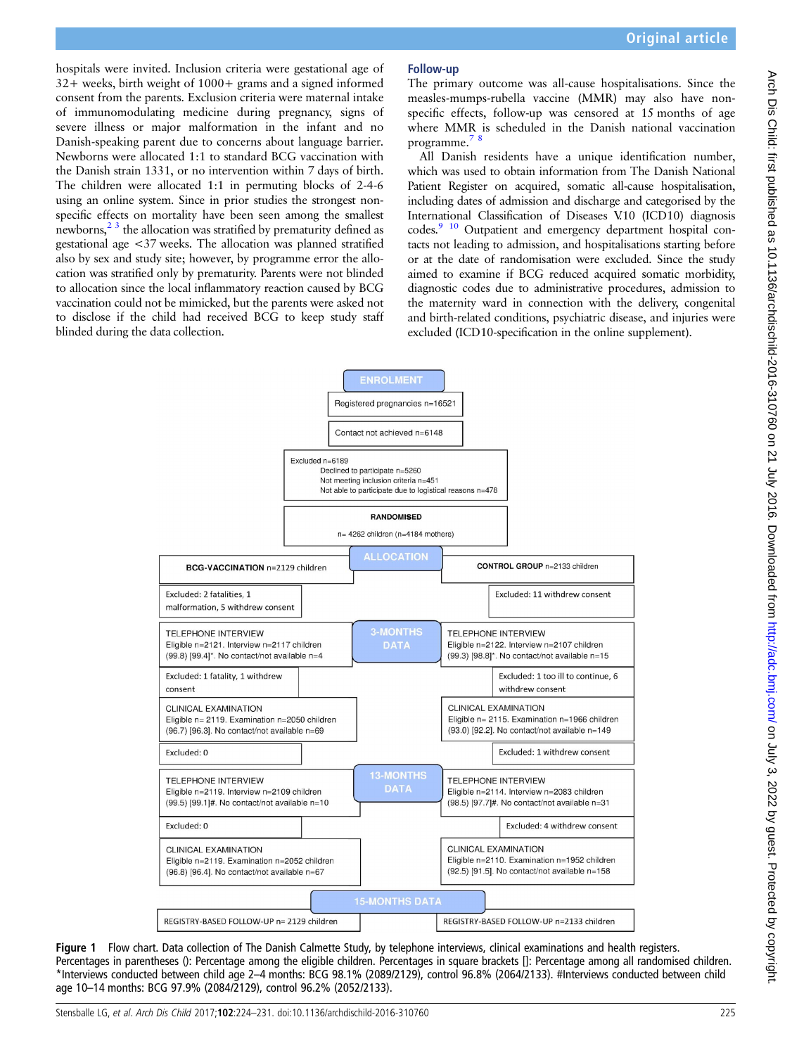hospitals were invited. Inclusion criteria were gestational age of 32+ weeks, birth weight of 1000+ grams and a signed informed consent from the parents. Exclusion criteria were maternal intake of immunomodulating medicine during pregnancy, signs of severe illness or major malformation in the infant and no Danish-speaking parent due to concerns about language barrier. Newborns were allocated 1:1 to standard BCG vaccination with the Danish strain 1331, or no intervention within 7 days of birth. The children were allocated 1:1 in permuting blocks of 2-4-6 using an online system. Since in prior studies the strongest non-specific effects on mortality have been seen among the smallest newborns,[2 3] the allocation was stratified by prematurity defined as gestational age <37 weeks. The allocation was planned stratified also by sex and study site; however, by programme error the allocation was stratified only by prematurity. Parents were not blinded to allocation since the local inflammatory reaction caused by BCG vaccination could not be mimicked, but the parents were asked not to disclose if the child had received BCG to keep study staff blinded during the data collection.

## Follow-up

The primary outcome was all-cause hospitalisations. Since the measles-mumps-rubella vaccine (MMR) may also have non-specific effects, follow-up was censored at 15 months of age where MMR is scheduled in the Danish national vaccination programme.[7 8]

All Danish residents have a unique identification number, which was used to obtain information from The Danish National Patient Register on acquired, somatic all-cause hospitalisation, including dates of admission and discharge and categorised by the International Classification of Diseases V.10 (ICD10) diagnosis codes.[9 10] Outpatient and emergency department hospital contacts not leading to admission, and hospitalisations starting before or at the date of randomisation were excluded. Since the study aimed to examine if BCG reduced acquired somatic morbidity, diagnostic codes due to administrative procedures, admission to the maternity ward in connection with the delivery, congenital and birth-related conditions, psychiatric disease, and injuries were excluded (ICD10-specification in the online supplement).

**ENROLMENT**

Registered pregnancies n=16521

Contact not achieved n=6148

Excluded n=6189
- Declined to participate n=5260
- Not meeting inclusion criteria n=451
- Not able to participate due to logistical reasons n=478

**RANDOMISED**
n= 4262 children (n=4184 mothers)

**ALLOCATION**

| BCG-VACCINATION n=2129 children | CONTROL GROUP n=2133 children |
|---|---|
| Excluded: 2 fatalities, 1 malformation, 5 withdrew consent | Excluded: 11 withdrew consent |

**3-MONTHS DATA**

| BCG | Control |
|---|---|
| TELEPHONE INTERVIEW Eligible n=2121. Interview n=2117 children (99.8) [99.4]*. No contact/not available n=4 | TELEPHONE INTERVIEW Eligible n=2122. Interview n=2107 children (99.3) [98.8]*. No contact/not available n=15 |
| Excluded: 1 fatality, 1 withdrew consent | Excluded: 1 too ill to continue, 6 withdrew consent |
| CLINICAL EXAMINATION Eligible n= 2119. Examination n=2050 children (96.7) [96.3]. No contact/not available n=69 | CLINICAL EXAMINATION Eligible n= 2115. Examination n=1966 children (93.0) [92.2]. No contact/not available n=149 |
| Excluded: 0 | Excluded: 1 withdrew consent |

**13-MONTHS DATA**

| BCG | Control |
|---|---|
| TELEPHONE INTERVIEW Eligible n=2119. Interview n=2109 children (99.5) [99.1]#. No contact/not available n=10 | TELEPHONE INTERVIEW Eligible n=2114. Interview n=2083 children (98.5) [97.7]#. No contact/not available n=31 |
| Excluded: 0 | Excluded: 4 withdrew consent |
| CLINICAL EXAMINATION Eligible n=2119. Examination n=2052 children (96.8) [96.4]. No contact/not available n=67 | CLINICAL EXAMINATION Eligible n=2110. Examination n=1952 children (92.5) [91.5]. No contact/not available n=158 |

**15-MONTHS DATA**

| BCG | Control |
|---|---|
| REGISTRY-BASED FOLLOW-UP n= 2129 children | REGISTRY-BASED FOLLOW-UP n=2133 children |

**Figure 1** Flow chart. Data collection of The Danish Calmette Study, by telephone interviews, clinical examinations and health registers. Percentages in parentheses (): Percentage among the eligible children. Percentages in square brackets []: Percentage among all randomised children. *Interviews conducted between child age 2–4 months: BCG 98.1% (2089/2129), control 96.8% (2064/2133). #Interviews conducted between child age 10–14 months: BCG 97.9% (2084/2129), control 96.2% (2052/2133).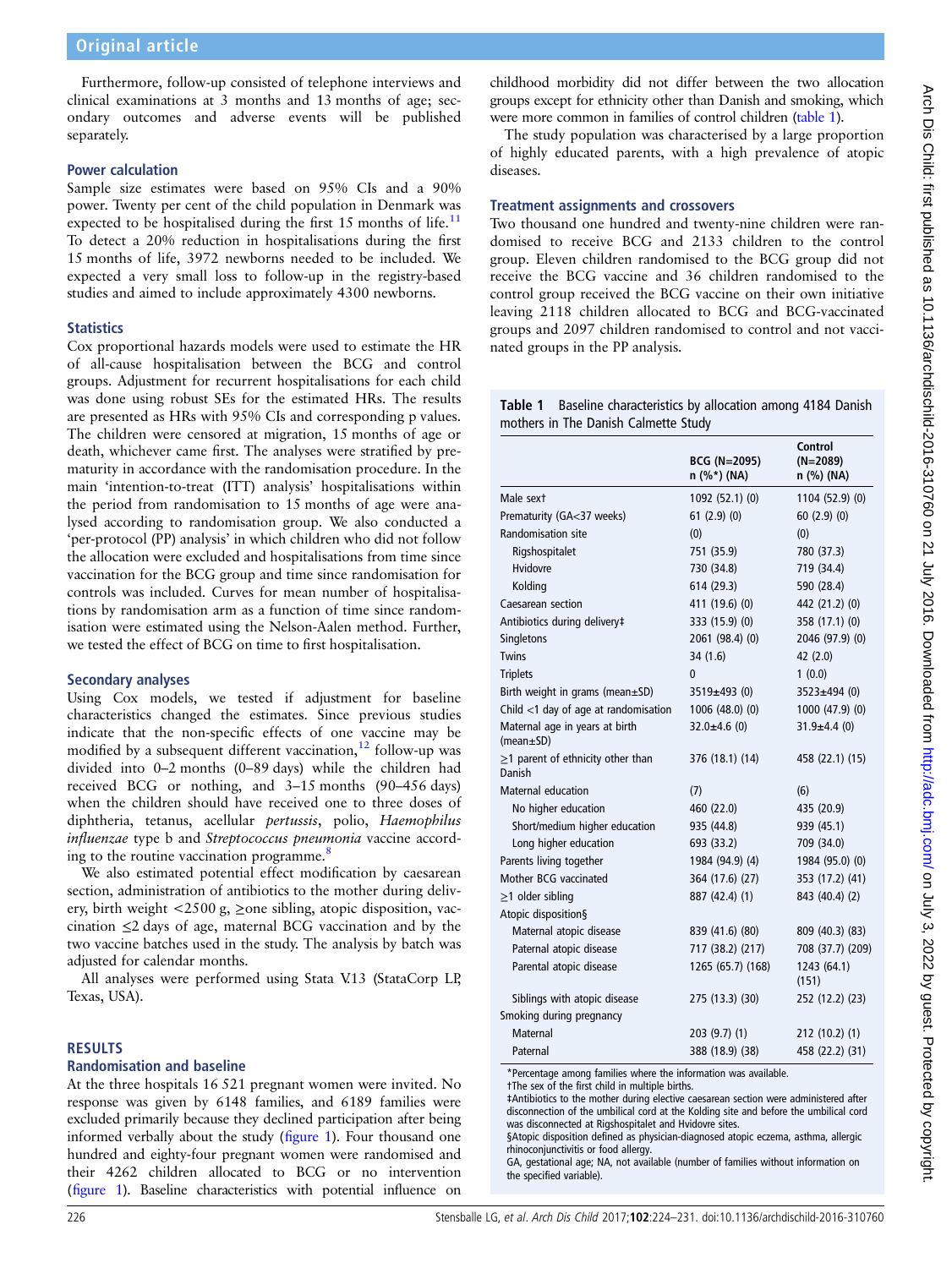Furthermore, follow-up consisted of telephone interviews and clinical examinations at 3 months and 13 months of age; secondary outcomes and adverse events will be published separately.

### Power calculation

Sample size estimates were based on 95% CIs and a 90% power. Twenty per cent of the child population in Denmark was expected to be hospitalised during the first 15 months of life.[11] To detect a 20% reduction in hospitalisations during the first 15 months of life, 3972 newborns needed to be included. We expected a very small loss to follow-up in the registry-based studies and aimed to include approximately 4300 newborns.

### Statistics

Cox proportional hazards models were used to estimate the HR of all-cause hospitalisation between the BCG and control groups. Adjustment for recurrent hospitalisations for each child was done using robust SEs for the estimated HRs. The results are presented as HRs with 95% CIs and corresponding p values. The children were censored at migration, 15 months of age or death, whichever came first. The analyses were stratified by prematurity in accordance with the randomisation procedure. In the main 'intention-to-treat (ITT) analysis' hospitalisations within the period from randomisation to 15 months of age were analysed according to randomisation group. We also conducted a 'per-protocol (PP) analysis' in which children who did not follow the allocation were excluded and hospitalisations from time since vaccination for the BCG group and time since randomisation for controls was included. Curves for mean number of hospitalisations by randomisation arm as a function of time since randomisation were estimated using the Nelson-Aalen method. Further, we tested the effect of BCG on time to first hospitalisation.

### Secondary analyses

Using Cox models, we tested if adjustment for baseline characteristics changed the estimates. Since previous studies indicate that the non-specific effects of one vaccine may be modified by a subsequent different vaccination,[12] follow-up was divided into 0–2 months (0–89 days) while the children had received BCG or nothing, and 3–15 months (90–456 days) when the children should have received one to three doses of diphtheria, tetanus, acellular *pertussis*, polio, *Haemophilus influenzae* type b and *Streptococcus pneumonia* vaccine according to the routine vaccination programme.[8]

We also estimated potential effect modification by caesarean section, administration of antibiotics to the mother during delivery, birth weight <2500 g, ≥one sibling, atopic disposition, vaccination ≤2 days of age, maternal BCG vaccination and by the two vaccine batches used in the study. The analysis by batch was adjusted for calendar months.

All analyses were performed using Stata V.13 (StataCorp LP, Texas, USA).

## RESULTS

### Randomisation and baseline

At the three hospitals 16 521 pregnant women were invited. No response was given by 6148 families, and 6189 families were excluded primarily because they declined participation after being informed verbally about the study (figure 1). Four thousand one hundred and eighty-four pregnant women were randomised and their 4262 children allocated to BCG or no intervention (figure 1). Baseline characteristics with potential influence on childhood morbidity did not differ between the two allocation groups except for ethnicity other than Danish and smoking, which were more common in families of control children (table 1).

The study population was characterised by a large proportion of highly educated parents, with a high prevalence of atopic diseases.

### Treatment assignments and crossovers

Two thousand one hundred and twenty-nine children were randomised to receive BCG and 2133 children to the control group. Eleven children randomised to the BCG group did not receive the BCG vaccine and 36 children randomised to the control group received the BCG vaccine on their own initiative leaving 2118 children allocated to BCG and BCG-vaccinated groups and 2097 children randomised to control and not vaccinated groups in the PP analysis.

**Table 1** Baseline characteristics by allocation among 4184 Danish mothers in The Danish Calmette Study

| | BCG (N=2095) n (%*) (NA) | Control (N=2089) n (%) (NA) |
|---|---|---|
| Male sex† | 1092 (52.1) (0) | 1104 (52.9) (0) |
| Prematurity (GA<37 weeks) | 61 (2.9) (0) | 60 (2.9) (0) |
| Randomisation site | (0) | (0) |
| Rigshospitalet | 751 (35.9) | 780 (37.3) |
| Hvidovre | 730 (34.8) | 719 (34.4) |
| Kolding | 614 (29.3) | 590 (28.4) |
| Caesarean section | 411 (19.6) (0) | 442 (21.2) (0) |
| Antibiotics during delivery‡ | 333 (15.9) (0) | 358 (17.1) (0) |
| Singletons | 2061 (98.4) (0) | 2046 (97.9) (0) |
| Twins | 34 (1.6) | 42 (2.0) |
| Triplets | 0 | 1 (0.0) |
| Birth weight in grams (mean±SD) | 3519±493 (0) | 3523±494 (0) |
| Child <1 day of age at randomisation | 1006 (48.0) (0) | 1000 (47.9) (0) |
| Maternal age in years at birth (mean±SD) | 32.0±4.6 (0) | 31.9±4.4 (0) |
| ≥1 parent of ethnicity other than Danish | 376 (18.1) (14) | 458 (22.1) (15) |
| Maternal education | (7) | (6) |
| No higher education | 460 (22.0) | 435 (20.9) |
| Short/medium higher education | 935 (44.8) | 939 (45.1) |
| Long higher education | 693 (33.2) | 709 (34.0) |
| Parents living together | 1984 (94.9) (4) | 1984 (95.0) (0) |
| Mother BCG vaccinated | 364 (17.6) (27) | 353 (17.2) (41) |
| ≥1 older sibling | 887 (42.4) (1) | 843 (40.4) (2) |
| Atopic disposition§ | | |
| Maternal atopic disease | 839 (41.6) (80) | 809 (40.3) (83) |
| Paternal atopic disease | 717 (38.2) (217) | 708 (37.7) (209) |
| Parental atopic disease | 1265 (65.7) (168) | 1243 (64.1) (151) |
| Siblings with atopic disease | 275 (13.3) (30) | 252 (12.2) (23) |
| Smoking during pregnancy | | |
| Maternal | 203 (9.7) (1) | 212 (10.2) (1) |
| Paternal | 388 (18.9) (38) | 458 (22.2) (31) |

\*Percentage among families where the information was available.
†The sex of the first child in multiple births.
‡Antibiotics to the mother during elective caesarean section were administered after disconnection of the umbilical cord at the Kolding site and before the umbilical cord was disconnected at Rigshospitalet and Hvidovre sites.
§Atopic disposition defined as physician-diagnosed atopic eczema, asthma, allergic rhinoconjunctivitis or food allergy.
GA, gestational age; NA, not available (number of families without information on the specified variable).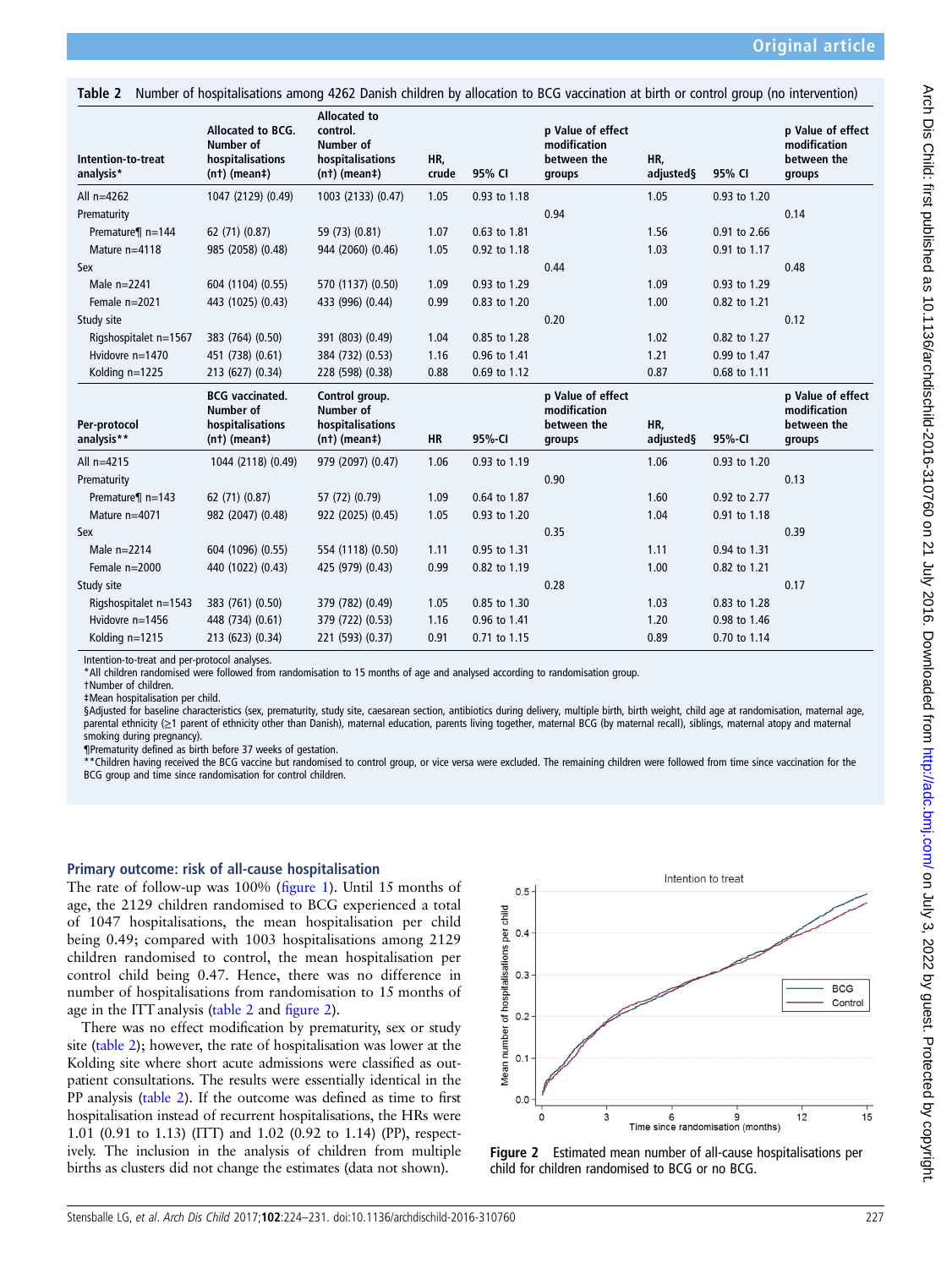**Table 2** Number of hospitalisations among 4262 Danish children by allocation to BCG vaccination at birth or control group (no intervention)

| Intention-to-treat analysis* | Allocated to BCG. Number of hospitalisations (n†) (mean‡) | Allocated to control. Number of hospitalisations (n†) (mean‡) | HR, crude | 95% CI | p Value of effect modification between the groups | HR, adjusted§ | 95% CI | p Value of effect modification between the groups |
|---|---|---|---|---|---|---|---|---|
| All n=4262 | 1047 (2129) (0.49) | 1003 (2133) (0.47) | 1.05 | 0.93 to 1.18 | | 1.05 | 0.93 to 1.20 | |
| Prematurity | | | | | 0.94 | | | 0.14 |
| Premature¶ n=144 | 62 (71) (0.87) | 59 (73) (0.81) | 1.07 | 0.63 to 1.81 | | 1.56 | 0.91 to 2.66 | |
| Mature n=4118 | 985 (2058) (0.48) | 944 (2060) (0.46) | 1.05 | 0.92 to 1.18 | | 1.03 | 0.91 to 1.17 | |
| Sex | | | | | 0.44 | | | 0.48 |
| Male n=2241 | 604 (1104) (0.55) | 570 (1137) (0.50) | 1.09 | 0.93 to 1.29 | | 1.09 | 0.93 to 1.29 | |
| Female n=2021 | 443 (1025) (0.43) | 433 (996) (0.44) | 0.99 | 0.83 to 1.20 | | 1.00 | 0.82 to 1.21 | |
| Study site | | | | | 0.20 | | | 0.12 |
| Rigshospitalet n=1567 | 383 (764) (0.50) | 391 (803) (0.49) | 1.04 | 0.85 to 1.28 | | 1.02 | 0.82 to 1.27 | |
| Hvidovre n=1470 | 451 (738) (0.61) | 384 (732) (0.53) | 1.16 | 0.96 to 1.41 | | 1.21 | 0.99 to 1.47 | |
| Kolding n=1225 | 213 (627) (0.34) | 228 (598) (0.38) | 0.88 | 0.69 to 1.12 | | 0.87 | 0.68 to 1.11 | |
| **Per-protocol analysis\*\*** | **BCG vaccinated. Number of hospitalisations (n†) (mean‡)** | **Control group. Number of hospitalisations (n†) (mean‡)** | **HR** | **95%-CI** | **p Value of effect modification between the groups** | **HR, adjusted§** | **95%-CI** | **p Value of effect modification between the groups** |
| All n=4215 | 1044 (2118) (0.49) | 979 (2097) (0.47) | 1.06 | 0.93 to 1.19 | | 1.06 | 0.93 to 1.20 | |
| Prematurity | | | | | 0.90 | | | 0.13 |
| Premature¶ n=143 | 62 (71) (0.87) | 57 (72) (0.79) | 1.09 | 0.64 to 1.87 | | 1.60 | 0.92 to 2.77 | |
| Mature n=4071 | 982 (2047) (0.48) | 922 (2025) (0.45) | 1.05 | 0.93 to 1.20 | | 1.04 | 0.91 to 1.18 | |
| Sex | | | | | 0.35 | | | 0.39 |
| Male n=2214 | 604 (1096) (0.55) | 554 (1118) (0.50) | 1.11 | 0.95 to 1.31 | | 1.11 | 0.94 to 1.31 | |
| Female n=2000 | 440 (1022) (0.43) | 425 (979) (0.43) | 0.99 | 0.82 to 1.19 | | 1.00 | 0.82 to 1.21 | |
| Study site | | | | | 0.28 | | | 0.17 |
| Rigshospitalet n=1543 | 383 (761) (0.50) | 379 (782) (0.49) | 1.05 | 0.85 to 1.30 | | 1.03 | 0.83 to 1.28 | |
| Hvidovre n=1456 | 448 (734) (0.61) | 379 (722) (0.53) | 1.16 | 0.96 to 1.41 | | 1.20 | 0.98 to 1.46 | |
| Kolding n=1215 | 213 (623) (0.34) | 221 (593) (0.37) | 0.91 | 0.71 to 1.15 | | 0.89 | 0.70 to 1.14 | |

Intention-to-treat and per-protocol analyses.
*All children randomised were followed from randomisation to 15 months of age and analysed according to randomisation group.
†Number of children.
‡Mean hospitalisation per child.
§Adjusted for baseline characteristics (sex, prematurity, study site, caesarean section, antibiotics during delivery, multiple birth, birth weight, child age at randomisation, maternal age, parental ethnicity (≥1 parent of ethnicity other than Danish), maternal education, parents living together, maternal BCG (by maternal recall), siblings, maternal atopy and maternal smoking during pregnancy).
¶Prematurity defined as birth before 37 weeks of gestation.
**Children having received the BCG vaccine but randomised to control group, or vice versa were excluded. The remaining children were followed from time since vaccination for the BCG group and time since randomisation for control children.

## Primary outcome: risk of all-cause hospitalisation

The rate of follow-up was 100% (figure 1). Until 15 months of age, the 2129 children randomised to BCG experienced a total of 1047 hospitalisations, the mean hospitalisation per child being 0.49; compared with 1003 hospitalisations among 2129 children randomised to control, the mean hospitalisation per control child being 0.47. Hence, there was no difference in number of hospitalisations from randomisation to 15 months of age in the ITT analysis (table 2 and figure 2).

There was no effect modification by prematurity, sex or study site (table 2); however, the rate of hospitalisation was lower at the Kolding site where short acute admissions were classified as outpatient consultations. The results were essentially identical in the PP analysis (table 2). If the outcome was defined as time to first hospitalisation instead of recurrent hospitalisations, the HRs were 1.01 (0.91 to 1.13) (ITT) and 1.02 (0.92 to 1.14) (PP), respectively. The inclusion in the analysis of children from multiple births as clusters did not change the estimates (data not shown).

**Figure 2** Estimated mean number of all-cause hospitalisations per child for children randomised to BCG or no BCG.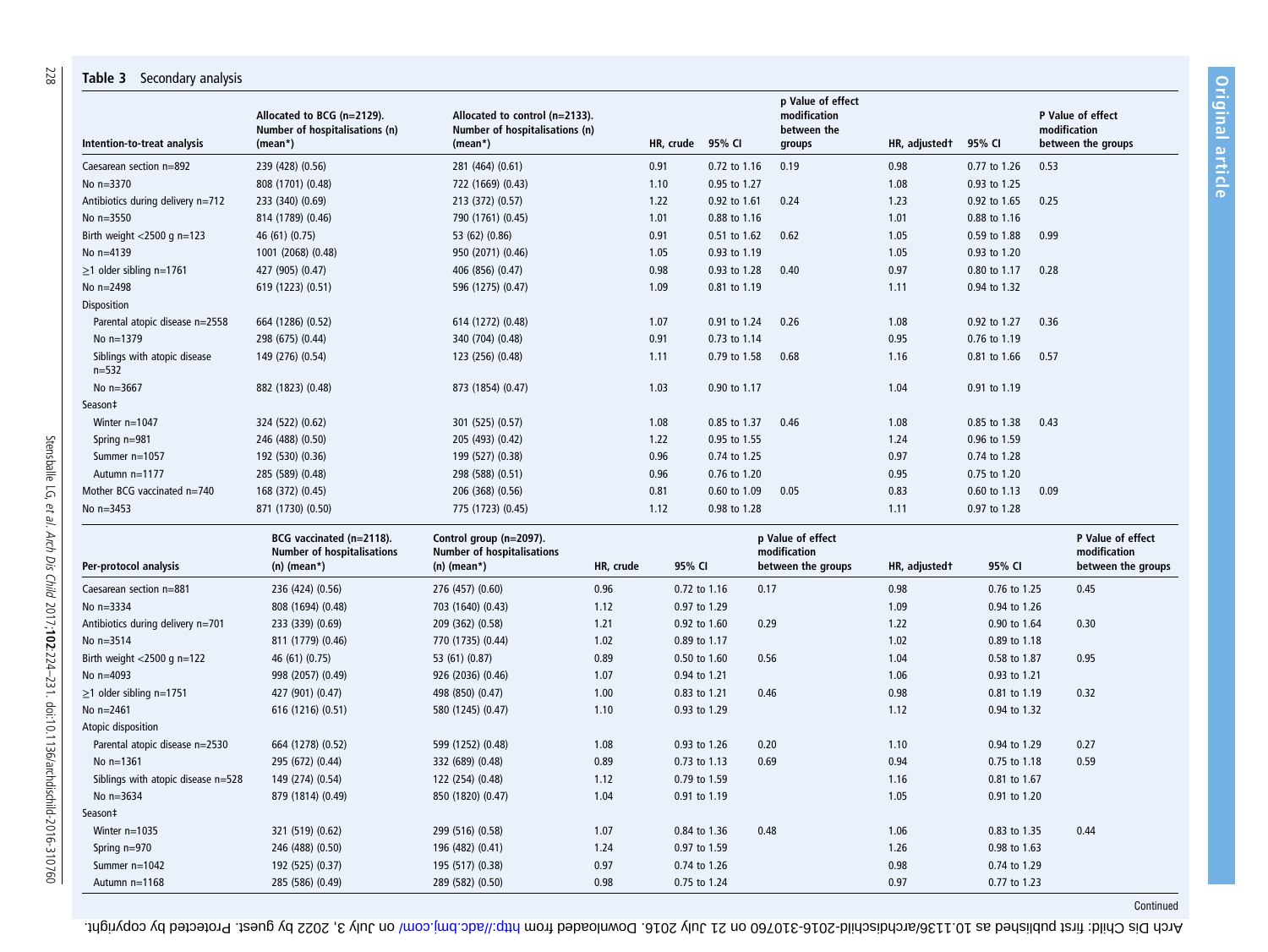**Table 3** Secondary analysis

| Intention-to-treat analysis | Allocated to BCG (n=2129). Number of hospitalisations (n) (mean*) | Allocated to control (n=2133). Number of hospitalisations (n) (mean*) | HR, crude | 95% CI | p Value of effect modification between the groups | HR, adjusted† | 95% CI | P Value of effect modification between the groups |
|---|---|---|---|---|---|---|---|---|
| Caesarean section n=892 | 239 (428) (0.56) | 281 (464) (0.61) | 0.91 | 0.72 to 1.16 | 0.19 | 0.98 | 0.77 to 1.26 | 0.53 |
| No n=3370 | 808 (1701) (0.48) | 722 (1669) (0.43) | 1.10 | 0.95 to 1.27 | | 1.08 | 0.93 to 1.25 | |
| Antibiotics during delivery n=712 | 233 (340) (0.69) | 213 (372) (0.57) | 1.22 | 0.92 to 1.61 | 0.24 | 1.23 | 0.92 to 1.65 | 0.25 |
| No n=3550 | 814 (1789) (0.46) | 790 (1761) (0.45) | 1.01 | 0.88 to 1.16 | | 1.01 | 0.88 to 1.16 | |
| Birth weight <2500 g n=123 | 46 (61) (0.75) | 53 (62) (0.86) | 0.91 | 0.51 to 1.62 | 0.62 | 1.05 | 0.59 to 1.88 | 0.99 |
| No n=4139 | 1001 (2068) (0.48) | 950 (2071) (0.46) | 1.05 | 0.93 to 1.19 | | 1.05 | 0.93 to 1.20 | |
| ≥1 older sibling n=1761 | 427 (905) (0.47) | 406 (856) (0.47) | 0.98 | 0.93 to 1.28 | 0.40 | 0.97 | 0.80 to 1.17 | 0.28 |
| No n=2498 | 619 (1223) (0.51) | 596 (1275) (0.47) | 1.09 | 0.81 to 1.19 | | 1.11 | 0.94 to 1.32 | |
| Disposition | | | | | | | | |
| Parental atopic disease n=2558 | 664 (1286) (0.52) | 614 (1272) (0.48) | 1.07 | 0.91 to 1.24 | 0.26 | 1.08 | 0.92 to 1.27 | 0.36 |
| No n=1379 | 298 (675) (0.44) | 340 (704) (0.48) | 0.91 | 0.73 to 1.14 | | 0.95 | 0.76 to 1.19 | |
| Siblings with atopic disease n=532 | 149 (276) (0.54) | 123 (256) (0.48) | 1.11 | 0.79 to 1.58 | 0.68 | 1.16 | 0.81 to 1.66 | 0.57 |
| No n=3667 | 882 (1823) (0.48) | 873 (1854) (0.47) | 1.03 | 0.90 to 1.17 | | 1.04 | 0.91 to 1.19 | |
| Season‡ | | | | | | | | |
| Winter n=1047 | 324 (522) (0.62) | 301 (525) (0.57) | 1.08 | 0.85 to 1.37 | 0.46 | 1.08 | 0.85 to 1.38 | 0.43 |
| Spring n=981 | 246 (488) (0.50) | 205 (493) (0.42) | 1.22 | 0.95 to 1.55 | | 1.24 | 0.96 to 1.59 | |
| Summer n=1057 | 192 (530) (0.36) | 199 (527) (0.38) | 0.96 | 0.74 to 1.25 | | 0.97 | 0.74 to 1.28 | |
| Autumn n=1177 | 285 (589) (0.48) | 298 (588) (0.51) | 0.96 | 0.76 to 1.20 | | 0.95 | 0.75 to 1.20 | |
| Mother BCG vaccinated n=740 | 168 (372) (0.45) | 206 (368) (0.56) | 0.81 | 0.60 to 1.09 | 0.05 | 0.83 | 0.60 to 1.13 | 0.09 |
| No n=3453 | 871 (1730) (0.50) | 775 (1723) (0.45) | 1.12 | 0.98 to 1.28 | | 1.11 | 0.97 to 1.28 | |

| Per-protocol analysis | BCG vaccinated (n=2118). Number of hospitalisations (n) (mean*) | Control group (n=2097). Number of hospitalisations (n) (mean*) | HR, crude | 95% CI | p Value of effect modification between the groups | HR, adjusted† | 95% CI | P Value of effect modification between the groups |
|---|---|---|---|---|---|---|---|---|
| Caesarean section n=881 | 236 (424) (0.56) | 276 (457) (0.60) | 0.96 | 0.72 to 1.16 | 0.17 | 0.98 | 0.76 to 1.25 | 0.45 |
| No n=3334 | 808 (1694) (0.48) | 703 (1640) (0.43) | 1.12 | 0.97 to 1.29 | | 1.09 | 0.94 to 1.26 | |
| Antibiotics during delivery n=701 | 233 (339) (0.69) | 209 (362) (0.58) | 1.21 | 0.92 to 1.60 | 0.29 | 1.22 | 0.90 to 1.64 | 0.30 |
| No n=3514 | 811 (1779) (0.46) | 770 (1735) (0.44) | 1.02 | 0.89 to 1.17 | | 1.02 | 0.89 to 1.18 | |
| Birth weight <2500 g n=122 | 46 (61) (0.75) | 53 (61) (0.87) | 0.89 | 0.50 to 1.60 | 0.56 | 1.04 | 0.58 to 1.87 | 0.95 |
| No n=4093 | 998 (2057) (0.49) | 926 (2036) (0.46) | 1.07 | 0.94 to 1.21 | | 1.06 | 0.93 to 1.21 | |
| ≥1 older sibling n=1751 | 427 (901) (0.47) | 498 (850) (0.47) | 1.00 | 0.83 to 1.21 | 0.46 | 0.98 | 0.81 to 1.19 | 0.32 |
| No n=2461 | 616 (1216) (0.51) | 580 (1245) (0.47) | 1.10 | 0.93 to 1.29 | | 1.12 | 0.94 to 1.32 | |
| Atopic disposition | | | | | | | | |
| Parental atopic disease n=2530 | 664 (1278) (0.52) | 599 (1252) (0.48) | 1.08 | 0.93 to 1.26 | 0.20 | 1.10 | 0.94 to 1.29 | 0.27 |
| No n=1361 | 295 (672) (0.44) | 332 (689) (0.48) | 0.89 | 0.73 to 1.13 | 0.69 | 0.94 | 0.75 to 1.18 | 0.59 |
| Siblings with atopic disease n=528 | 149 (274) (0.54) | 122 (254) (0.48) | 1.12 | 0.79 to 1.59 | | 1.16 | 0.81 to 1.67 | |
| No n=3634 | 879 (1814) (0.49) | 850 (1820) (0.47) | 1.04 | 0.91 to 1.19 | | 1.05 | 0.91 to 1.20 | |
| Season‡ | | | | | | | | |
| Winter n=1035 | 321 (519) (0.62) | 299 (516) (0.58) | 1.07 | 0.84 to 1.36 | 0.48 | 1.06 | 0.83 to 1.35 | 0.44 |
| Spring n=970 | 246 (488) (0.50) | 196 (482) (0.41) | 1.24 | 0.97 to 1.59 | | 1.26 | 0.98 to 1.63 | |
| Summer n=1042 | 192 (525) (0.37) | 195 (517) (0.38) | 0.97 | 0.74 to 1.26 | | 0.98 | 0.74 to 1.29 | |
| Autumn n=1168 | 285 (586) (0.49) | 289 (582) (0.50) | 0.98 | 0.75 to 1.24 | | 0.97 | 0.77 to 1.23 | |

Continued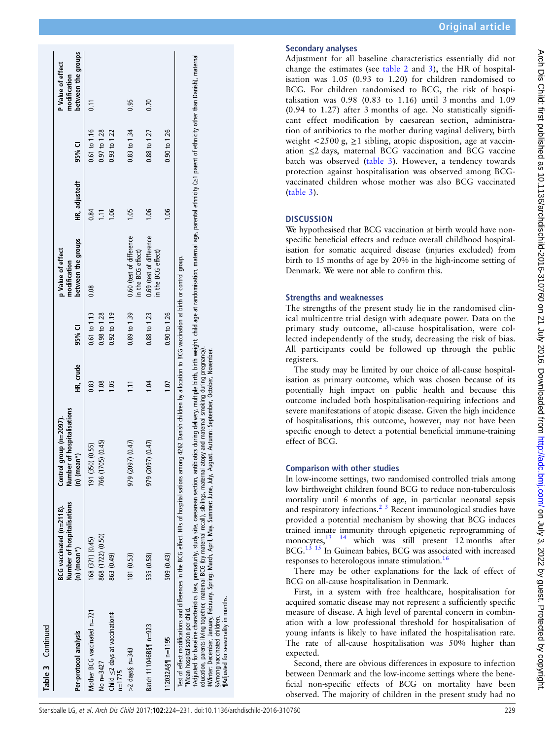**Table 3** Continued

| Per-protocol analysis | BCG vaccinated (n=2118). Number of hospitalisations (n) (mean*) | Control group (n=2097). Number of hospitalisations (n) (mean*) | HR, crude | 95% CI | p Value of effect modification between the groups | HR, adjusted† | 95% CI | P Value of effect modification between the groups |
|---|---|---|---|---|---|---|---|---|
| Mother BCG vaccinated n=721 | 168 (371) (0.45) | 191 (350) (0.55) | 0.83 | 0.61 to 1.13 | 0.08 | 0.84 | 0.61 to 1.16 | 0.11 |
| No n=3427 | 868 (1722) (0.50) | 766 (1705) (0.45) | 1.08 | 0.98 to 1.28 | | 1.11 | 0.97 to 1.28 | |
| Child ≤2 days at vaccination‡ n=1775 | 863 (0.49) | | 1.05 | 0.92 to 1.19 | | 1.06 | 0.93 to 1.22 | |
| >2 days§ n=343 | 181 (0.53) | 979 (2097) (0.47) | 1.11 | 0.89 to 1.39 | 0.60 (test of difference in the BCG effect) | 1.05 | 0.83 to 1.34 | 0.95 |
| Batch 111046B§¶ n=923 | 535 (0.58) | 979 (2097) (0.47) | 1.04 | 0.88 to 1.23 | 0.69 (test of difference in the BCG effect) | 1.06 | 0.88 to 1.27 | 0.70 |
| 112032A§¶ n=1195 | 509 (0.43) | | 1.07 | 0.90 to 1.26 | | 1.06 | 0.90 to 1.26 | |

Test of effect modifications and differences in the BCG effect. HRs of hospitalisations among 4262 Danish children by allocation to BCG vaccination at birth or control group.
*Mean hospitalisation per child.
†Adjusted for baseline characteristics (sex, prematurity, study site, caesarean section, antibiotics during delivery, multiple birth, birth weight, child age at randomisation, maternal age, parental ethnicity (≥1 parent of ethnicity other than Danish), maternal education, parents living together, maternal BCG (by maternal recall), siblings, maternal atopy and maternal smoking during pregnancy).
‡Winter: December, January, February. Spring: March, April, May. Summer: June, July, August. Autumn: September, October, November.
§Among vaccinated children.
¶Adjusted for seasonality in months.

### Secondary analyses

Adjustment for all baseline characteristics essentially did not change the estimates (see table 2 and 3), the HR of hospitalisation was 1.05 (0.93 to 1.20) for children randomised to BCG. For children randomised to BCG, the risk of hospitalisation was 0.98 (0.83 to 1.16) until 3 months and 1.09 (0.94 to 1.27) after 3 months of age. No statistically significant effect modification by caesarean section, administration of antibiotics to the mother during vaginal delivery, birth weight <2500 g, ≥1 sibling, atopic disposition, age at vaccination ≤2 days, maternal BCG vaccination and BCG vaccine batch was observed (table 3). However, a tendency towards protection against hospitalisation was observed among BCG-vaccinated children whose mother was also BCG vaccinated (table 3).

## DISCUSSION

We hypothesised that BCG vaccination at birth would have non-specific beneficial effects and reduce overall childhood hospitalisation for somatic acquired disease (injuries excluded) from birth to 15 months of age by 20% in the high-income setting of Denmark. We were not able to confirm this.

### Strengths and weaknesses

The strengths of the present study lie in the randomised clinical multicentre trial design with adequate power. Data on the primary study outcome, all-cause hospitalisation, were collected independently of the study, decreasing the risk of bias. All participants could be followed up through the public registers.

The study may be limited by our choice of all-cause hospitalisation as primary outcome, which was chosen because of its potentially high impact on public health and because this outcome included both hospitalisation-requiring infections and severe manifestations of atopic disease. Given the high incidence of hospitalisations, this outcome, however, may not have been specific enough to detect a potential beneficial immune-training effect of BCG.

### Comparison with other studies

In low-income settings, two randomised controlled trials among low birthweight children found BCG to reduce non-tuberculosis mortality until 6 months of age, in particular neonatal sepsis and respiratory infections.[2 3] Recent immunological studies have provided a potential mechanism by showing that BCG induces trained innate immunity through epigenetic reprogramming of monocytes,[13 14] which was still present 12 months after BCG.[13 15] In Guinean babies, BCG was associated with increased responses to heterologous innate stimulation.[16]

There may be other explanations for the lack of effect of BCG on all-cause hospitalisation in Denmark.

First, in a system with free healthcare, hospitalisation for acquired somatic disease may not represent a sufficiently specific measure of disease. A high level of parental concern in combination with a low professional threshold for hospitalisation of young infants is likely to have inflated the hospitalisation rate. The rate of all-cause hospitalisation was 50% higher than expected.

Second, there are obvious differences in exposure to infection between Denmark and the low-income settings where the beneficial non-specific effects of BCG on mortality have been observed. The majority of children in the present study had no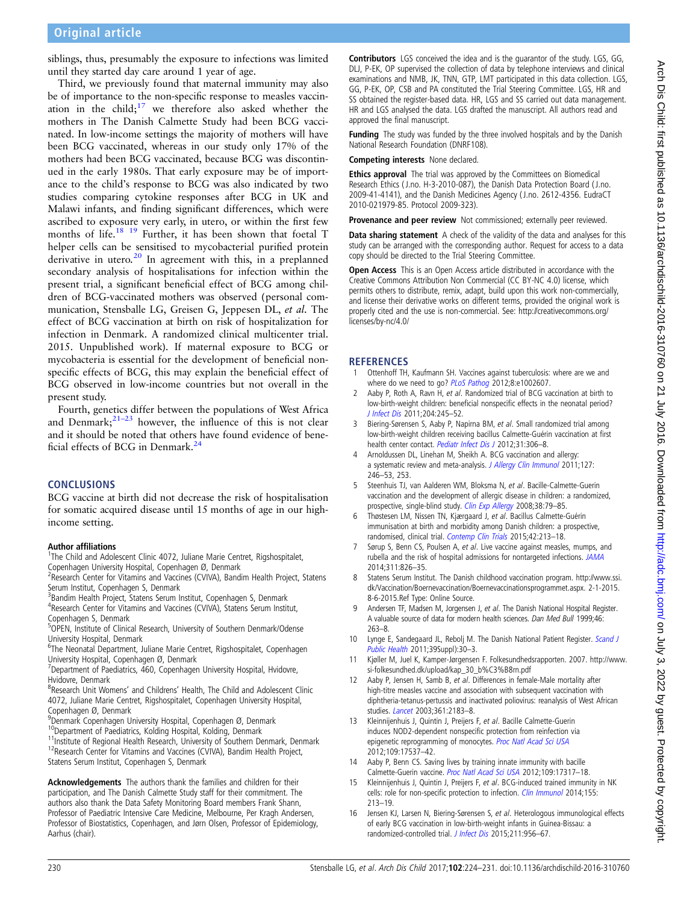siblings, thus, presumably the exposure to infections was limited until they started day care around 1 year of age.

Third, we previously found that maternal immunity may also be of importance to the non-specific response to measles vaccination in the child;[17] we therefore also asked whether the mothers in The Danish Calmette Study had been BCG vaccinated. In low-income settings the majority of mothers will have been BCG vaccinated, whereas in our study only 17% of the mothers had been BCG vaccinated, because BCG was discontinued in the early 1980s. That early exposure may be of importance to the child's response to BCG was also indicated by two studies comparing cytokine responses after BCG in UK and Malawi infants, and finding significant differences, which were ascribed to exposure very early, in utero, or within the first few months of life.[18 19] Further, it has been shown that foetal T helper cells can be sensitised to mycobacterial purified protein derivative in utero.[20] In agreement with this, in a preplanned secondary analysis of hospitalisations for infection within the present trial, a significant beneficial effect of BCG among children of BCG-vaccinated mothers was observed (personal communication, Stensballe LG, Greisen G, Jeppesen DL, *et al*. The effect of BCG vaccination at birth on risk of hospitalization for infection in Denmark. A randomized clinical multicenter trial. 2015. Unpublished work). If maternal exposure to BCG or mycobacteria is essential for the development of beneficial non-specific effects of BCG, this may explain the beneficial effect of BCG observed in low-income countries but not overall in the present study.

Fourth, genetics differ between the populations of West Africa and Denmark;[21–23] however, the influence of this is not clear and it should be noted that others have found evidence of beneficial effects of BCG in Denmark.[24]

## CONCLUSIONS

BCG vaccine at birth did not decrease the risk of hospitalisation for somatic acquired disease until 15 months of age in our high-income setting.

**Author affiliations**
[1]The Child and Adolescent Clinic 4072, Juliane Marie Centret, Rigshospitalet, Copenhagen University Hospital, Copenhagen Ø, Denmark
[2]Research Center for Vitamins and Vaccines (CVIVA), Bandim Health Project, Statens Serum Institut, Copenhagen S, Denmark
[3]Bandim Health Project, Statens Serum Institut, Copenhagen S, Denmark
[4]Research Center for Vitamins and Vaccines (CVIVA), Statens Serum Institut, Copenhagen S, Denmark
[5]OPEN, Institute of Clinical Research, University of Southern Denmark/Odense University Hospital, Denmark
[6]The Neonatal Department, Juliane Marie Centret, Rigshospitalet, Copenhagen University Hospital, Copenhagen Ø, Denmark
[7]Department of Paediatrics, 460, Copenhagen University Hospital, Hvidovre, Hvidovre, Denmark
[8]Research Unit Womens' and Childrens' Health, The Child and Adolescent Clinic 4072, Juliane Marie Centret, Rigshospitalet, Copenhagen University Hospital, Copenhagen Ø, Denmark
[9]Denmark Copenhagen University Hospital, Copenhagen Ø, Denmark
[10]Department of Paediatrics, Kolding Hospital, Kolding, Denmark
[11]Institute of Regional Health Research, University of Southern Denmark, Denmark
[12]Research Center for Vitamins and Vaccines (CVIVA), Bandim Health Project, Statens Serum Institut, Copenhagen S, Denmark

**Acknowledgements** The authors thank the families and children for their participation, and The Danish Calmette Study staff for their commitment. The authors also thank the Data Safety Monitoring Board members Frank Shann, Professor of Paediatric Intensive Care Medicine, Melbourne, Per Kragh Andersen, Professor of Biostatistics, Copenhagen, and Jørn Olsen, Professor of Epidemiology, Aarhus (chair).

**Contributors** LGS conceived the idea and is the guarantor of the study. LGS, GG, DLJ, P-EK, OP supervised the collection of data by telephone interviews and clinical examinations and NMB, JK, TNN, GTP, LMT participated in this data collection. LGS, GG, P-EK, OP, CSB and PA constituted the Trial Steering Committee. LGS, HR and SS obtained the register-based data. HR, LGS and SS carried out data management. HR and LGS analysed the data. LGS drafted the manuscript. All authors read and approved the final manuscript.

**Funding** The study was funded by the three involved hospitals and by the Danish National Research Foundation (DNRF108).

**Competing interests** None declared.

**Ethics approval** The trial was approved by the Committees on Biomedical Research Ethics (J.no. H-3-2010-087), the Danish Data Protection Board (J.no. 2009-41-4141), and the Danish Medicines Agency (J.no. 2612-4356. EudraCT 2010-021979-85. Protocol 2009-323).

**Provenance and peer review** Not commissioned; externally peer reviewed.

**Data sharing statement** A check of the validity of the data and analyses for this study can be arranged with the corresponding author. Request for access to a data copy should be directed to the Trial Steering Committee.

**Open Access** This is an Open Access article distributed in accordance with the Creative Commons Attribution Non Commercial (CC BY-NC 4.0) license, which permits others to distribute, remix, adapt, build upon this work non-commercially, and license their derivative works on different terms, provided the original work is properly cited and the use is non-commercial. See: http://creativecommons.org/licenses/by-nc/4.0/

## REFERENCES

1. Ottenhoff TH, Kaufmann SH. Vaccines against tuberculosis: where are we and where do we need to go? *PLoS Pathog* 2012;8:e1002607.
2. Aaby P, Roth A, Ravn H, *et al*. Randomized trial of BCG vaccination at birth to low-birth-weight children: beneficial nonspecific effects in the neonatal period? *J Infect Dis* 2011;204:245–52.
3. Biering-Sørensen S, Aaby P, Napirna BM, *et al*. Small randomized trial among low-birth-weight children receiving bacillus Calmette-Guérin vaccination at first health center contact. *Pediatr Infect Dis J* 2012;31:306–8.
4. Arnoldussen DL, Linehan M, Sheikh A. BCG vaccination and allergy: a systematic review and meta-analysis. *J Allergy Clin Immunol* 2011;127: 246–53, 253.
5. Steenhuis TJ, van Aalderen WM, Bloksma N, *et al*. Bacille-Calmette-Guerin vaccination and the development of allergic disease in children: a randomized, prospective, single-blind study. *Clin Exp Allergy* 2008;38:79–85.
6. Thøstesen LM, Nissen TN, Kjærgaard J, *et al*. Bacillus Calmette-Guérin immunisation at birth and morbidity among Danish children: a prospective, randomised, clinical trial. *Contemp Clin Trials* 2015;42:213–18.
7. Sørup S, Benn CS, Poulsen A, *et al*. Live vaccine against measles, mumps, and rubella and the risk of hospital admissions for nontargeted infections. *JAMA* 2014;311:826–35.
8. Statens Serum Institut. The Danish childhood vaccination program. http://www.ssi.dk/Vaccination/Boernevaccination/Boernevaccinationsprogrammet.aspx. 2-1-2015. 8-6-2015.Ref Type: Online Source.
9. Andersen TF, Madsen M, Jorgensen J, *et al*. The Danish National Hospital Register. A valuable source of data for modern health sciences. *Dan Med Bull* 1999;46: 263–8.
10. Lynge E, Sandegaard JL, Rebolj M. The Danish National Patient Register. *Scand J Public Health* 2011;39Suppl):30–3.
11. Kjøller M, Juel K, Kamper-Jørgensen F. Folkesundhedsrapporten. 2007. http://www.si-folkesundhed.dk/upload/kap_30_b%C3%B8rn.pdf
12. Aaby P, Jensen H, Samb B, *et al*. Differences in female-Male mortality after high-titre measles vaccine and association with subsequent vaccination with diphtheria-tetanus-pertussis and inactivated poliovirus: reanalysis of West African studies. *Lancet* 2003;361:2183–8.
13. Kleinnijenhuis J, Quintin J, Preijers F, *et al*. Bacille Calmette-Guerin induces NOD2-dependent nonspecific protection from reinfection via epigenetic reprogramming of monocytes. *Proc Natl Acad Sci USA* 2012;109:17537–42.
14. Aaby P, Benn CS. Saving lives by training innate immunity with bacille Calmette-Guerin vaccine. *Proc Natl Acad Sci USA* 2012;109:17317–18.
15. Kleinnijenhuis J, Quintin J, Preijers F, *et al*. BCG-induced trained immunity in NK cells: role for non-specific protection to infection. *Clin Immunol* 2014;155: 213–19.
16. Jensen KJ, Larsen N, Biering-Sørensen S, *et al*. Heterologous immunological effects of early BCG vaccination in low-birth-weight infants in Guinea-Bissau: a randomized-controlled trial. *J Infect Dis* 2015;211:956–67.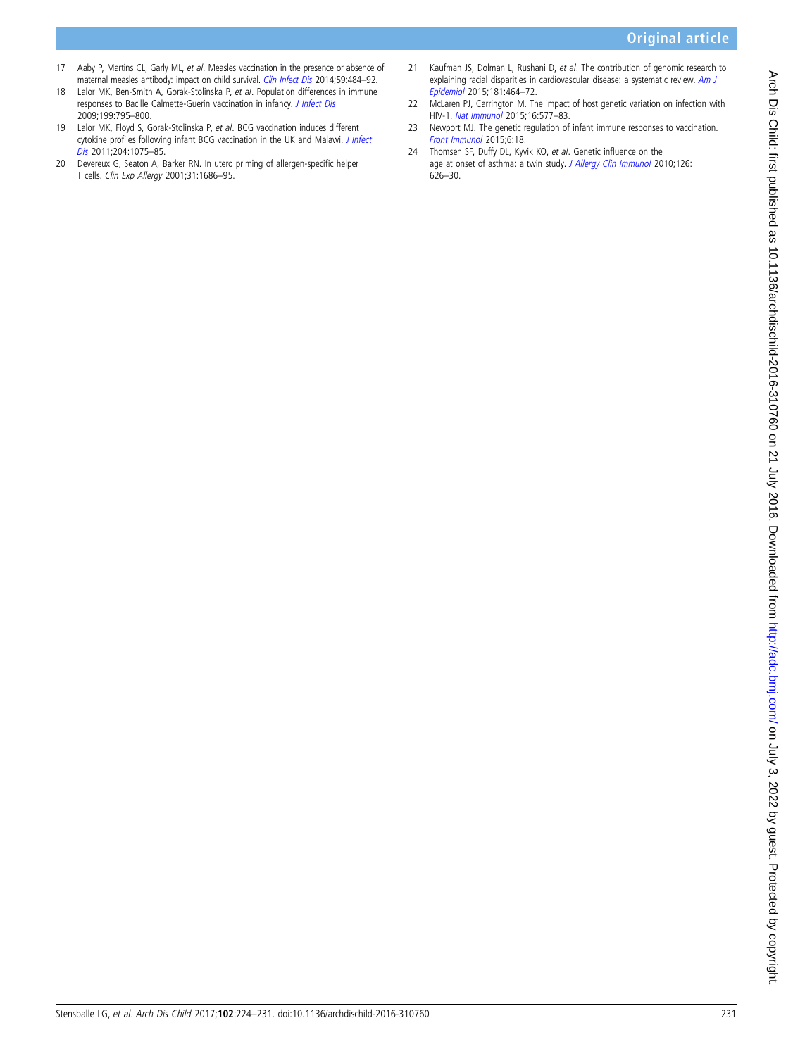17 Aaby P, Martins CL, Garly ML, *et al*. Measles vaccination in the presence or absence of maternal measles antibody: impact on child survival. *Clin Infect Dis* 2014;59:484–92.

18 Lalor MK, Ben-Smith A, Gorak-Stolinska P, *et al*. Population differences in immune responses to Bacille Calmette-Guerin vaccination in infancy. *J Infect Dis* 2009;199:795–800.

19 Lalor MK, Floyd S, Gorak-Stolinska P, *et al*. BCG vaccination induces different cytokine profiles following infant BCG vaccination in the UK and Malawi. *J Infect Dis* 2011;204:1075–85.

20 Devereux G, Seaton A, Barker RN. In utero priming of allergen-specific helper T cells. *Clin Exp Allergy* 2001;31:1686–95.

21 Kaufman JS, Dolman L, Rushani D, *et al*. The contribution of genomic research to explaining racial disparities in cardiovascular disease: a systematic review. *Am J Epidemiol* 2015;181:464–72.

22 McLaren PJ, Carrington M. The impact of host genetic variation on infection with HIV-1. *Nat Immunol* 2015;16:577–83.

23 Newport MJ. The genetic regulation of infant immune responses to vaccination. *Front Immunol* 2015;6:18.

24 Thomsen SF, Duffy DL, Kyvik KO, *et al*. Genetic influence on the age at onset of asthma: a twin study. *J Allergy Clin Immunol* 2010;126:626–30.